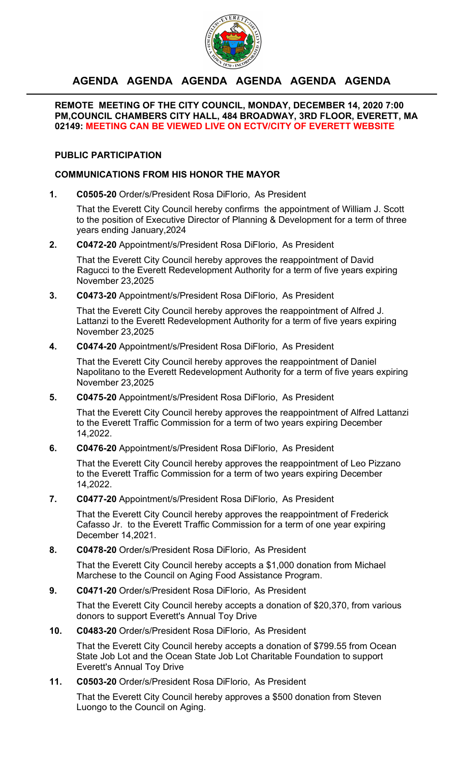# AGENDA AGENDA AGENDA AGENDA AGENDA AGENDA

**REMOTE MEETING OF THE CITY COUNCIL, MONDAY, DECEMBER 14, 2020 7:00 PM,COUNCIL CHAMBERS CITY HALL, 484 BROADWAY, 3RD FLOOR, EVERETT, MA 02149: MEETING CAN BE VIEWED LIVE ON ECTV/CITY OF EVERETT WEBSITE**

## PUBLIC PARTICIPATION

## COMMUNICATIONS FROM HIS HONOR THE MAYOR

1. **C0505-20** Order/s/President Rosa DiFlorio, As President

   That the Everett City Council hereby confirms the appointment of William J. Scott to the position of Executive Director of Planning & Development for a term of three years ending January,2024

2. **C0472-20** Appointment/s/President Rosa DiFlorio, As President

   That the Everett City Council hereby approves the reappointment of David Ragucci to the Everett Redevelopment Authority for a term of five years expiring November 23,2025

3. **C0473-20** Appointment/s/President Rosa DiFlorio, As President

   That the Everett City Council hereby approves the reappointment of Alfred J. Lattanzi to the Everett Redevelopment Authority for a term of five years expiring November 23,2025

4. **C0474-20** Appointment/s/President Rosa DiFlorio, As President

   That the Everett City Council hereby approves the reappointment of Daniel Napolitano to the Everett Redevelopment Authority for a term of five years expiring November 23,2025

5. **C0475-20** Appointment/s/President Rosa DiFlorio, As President

   That the Everett City Council hereby approves the reappointment of Alfred Lattanzi to the Everett Traffic Commission for a term of two years expiring December 14,2022.

6. **C0476-20** Appointment/s/President Rosa DiFlorio, As President

   That the Everett City Council hereby approves the reappointment of Leo Pizzano to the Everett Traffic Commission for a term of two years expiring December 14,2022.

7. **C0477-20** Appointment/s/President Rosa DiFlorio, As President

   That the Everett City Council hereby approves the reappointment of Frederick Cafasso Jr. to the Everett Traffic Commission for a term of one year expiring December 14,2021.

8. **C0478-20** Order/s/President Rosa DiFlorio, As President

   That the Everett City Council hereby accepts a $1,000 donation from Michael Marchese to the Council on Aging Food Assistance Program.

9. **C0471-20** Order/s/President Rosa DiFlorio, As President

   That the Everett City Council hereby accepts a donation of $20,370, from various donors to support Everett's Annual Toy Drive

10. **C0483-20** Order/s/President Rosa DiFlorio, As President

    That the Everett City Council hereby accepts a donation of $799.55 from Ocean State Job Lot and the Ocean State Job Lot Charitable Foundation to support Everett's Annual Toy Drive

11. **C0503-20** Order/s/President Rosa DiFlorio, As President

    That the Everett City Council hereby approves a $500 donation from Steven Luongo to the Council on Aging.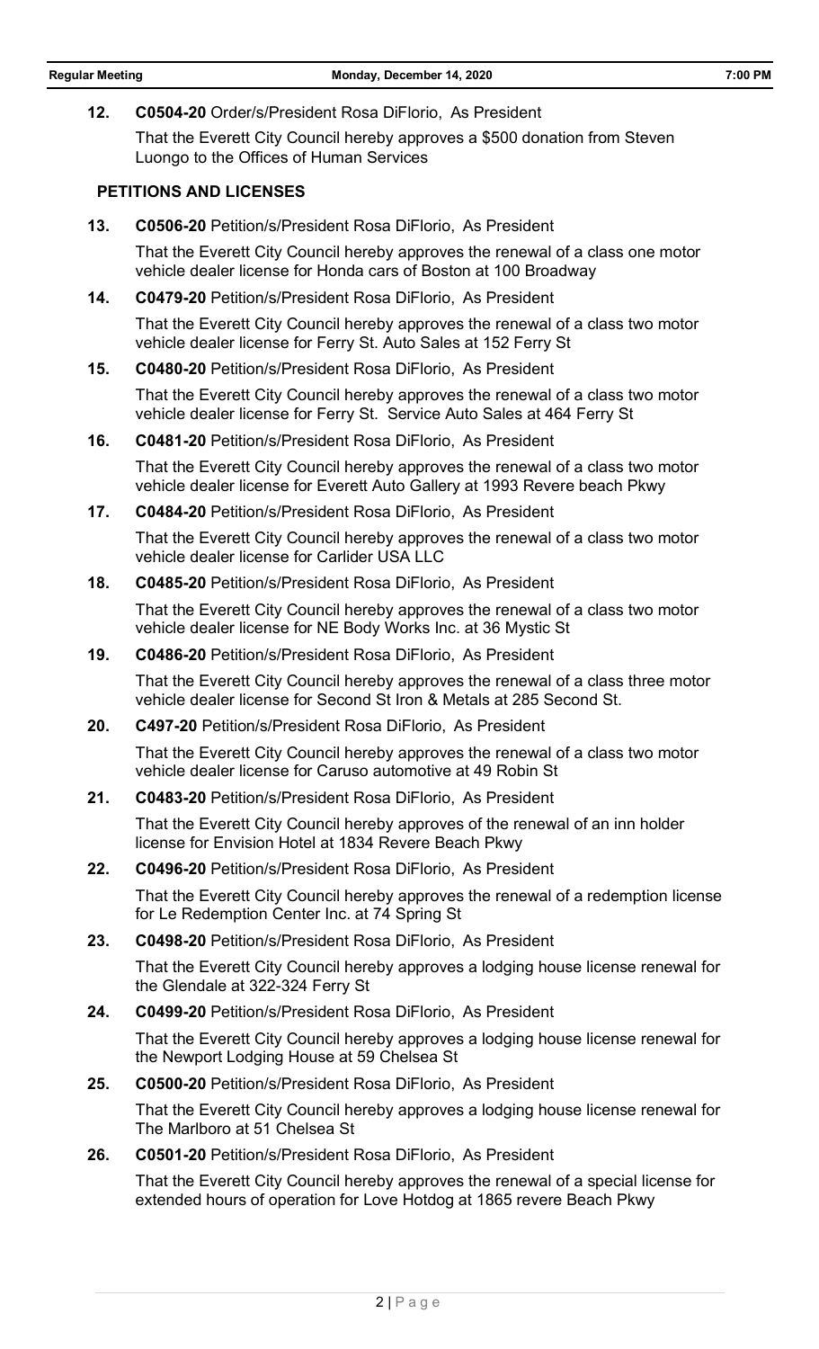**12. C0504-20** Order/s/President Rosa DiFlorio, As President

That the Everett City Council hereby approves a $500 donation from Steven Luongo to the Offices of Human Services

## PETITIONS AND LICENSES

**13. C0506-20** Petition/s/President Rosa DiFlorio, As President

That the Everett City Council hereby approves the renewal of a class one motor vehicle dealer license for Honda cars of Boston at 100 Broadway

**14. C0479-20** Petition/s/President Rosa DiFlorio, As President

That the Everett City Council hereby approves the renewal of a class two motor vehicle dealer license for Ferry St. Auto Sales at 152 Ferry St

**15. C0480-20** Petition/s/President Rosa DiFlorio, As President

That the Everett City Council hereby approves the renewal of a class two motor vehicle dealer license for Ferry St. Service Auto Sales at 464 Ferry St

**16. C0481-20** Petition/s/President Rosa DiFlorio, As President

That the Everett City Council hereby approves the renewal of a class two motor vehicle dealer license for Everett Auto Gallery at 1993 Revere beach Pkwy

**17. C0484-20** Petition/s/President Rosa DiFlorio, As President

That the Everett City Council hereby approves the renewal of a class two motor vehicle dealer license for Carlider USA LLC

**18. C0485-20** Petition/s/President Rosa DiFlorio, As President

That the Everett City Council hereby approves the renewal of a class two motor vehicle dealer license for NE Body Works Inc. at 36 Mystic St

**19. C0486-20** Petition/s/President Rosa DiFlorio, As President

That the Everett City Council hereby approves the renewal of a class three motor vehicle dealer license for Second St Iron & Metals at 285 Second St.

**20. C497-20** Petition/s/President Rosa DiFlorio, As President

That the Everett City Council hereby approves the renewal of a class two motor vehicle dealer license for Caruso automotive at 49 Robin St

**21. C0483-20** Petition/s/President Rosa DiFlorio, As President

That the Everett City Council hereby approves of the renewal of an inn holder license for Envision Hotel at 1834 Revere Beach Pkwy

**22. C0496-20** Petition/s/President Rosa DiFlorio, As President

That the Everett City Council hereby approves the renewal of a redemption license for Le Redemption Center Inc. at 74 Spring St

**23. C0498-20** Petition/s/President Rosa DiFlorio, As President

That the Everett City Council hereby approves a lodging house license renewal for the Glendale at 322-324 Ferry St

**24. C0499-20** Petition/s/President Rosa DiFlorio, As President

That the Everett City Council hereby approves a lodging house license renewal for the Newport Lodging House at 59 Chelsea St

**25. C0500-20** Petition/s/President Rosa DiFlorio, As President

That the Everett City Council hereby approves a lodging house license renewal for The Marlboro at 51 Chelsea St

**26. C0501-20** Petition/s/President Rosa DiFlorio, As President

That the Everett City Council hereby approves the renewal of a special license for extended hours of operation for Love Hotdog at 1865 revere Beach Pkwy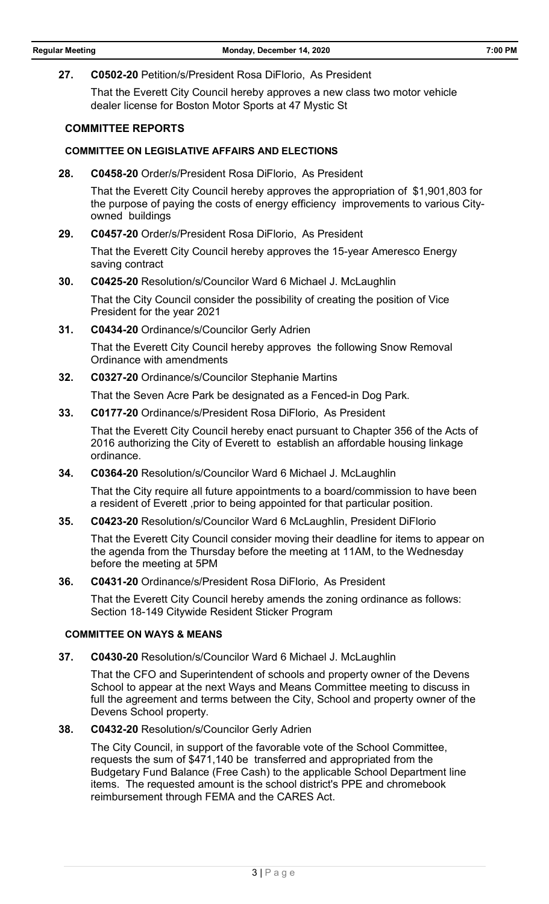**27. C0502-20** Petition/s/President Rosa DiFlorio, As President

That the Everett City Council hereby approves a new class two motor vehicle dealer license for Boston Motor Sports at 47 Mystic St

## COMMITTEE REPORTS

### COMMITTEE ON LEGISLATIVE AFFAIRS AND ELECTIONS

**28. C0458-20** Order/s/President Rosa DiFlorio, As President

That the Everett City Council hereby approves the appropriation of $1,901,803 for the purpose of paying the costs of energy efficiency improvements to various City-owned buildings

**29. C0457-20** Order/s/President Rosa DiFlorio, As President

That the Everett City Council hereby approves the 15-year Ameresco Energy saving contract

**30. C0425-20** Resolution/s/Councilor Ward 6 Michael J. McLaughlin

That the City Council consider the possibility of creating the position of Vice President for the year 2021

**31. C0434-20** Ordinance/s/Councilor Gerly Adrien

That the Everett City Council hereby approves the following Snow Removal Ordinance with amendments

**32. C0327-20** Ordinance/s/Councilor Stephanie Martins

That the Seven Acre Park be designated as a Fenced-in Dog Park.

**33. C0177-20** Ordinance/s/President Rosa DiFlorio, As President

That the Everett City Council hereby enact pursuant to Chapter 356 of the Acts of 2016 authorizing the City of Everett to establish an affordable housing linkage ordinance.

**34. C0364-20** Resolution/s/Councilor Ward 6 Michael J. McLaughlin

That the City require all future appointments to a board/commission to have been a resident of Everett ,prior to being appointed for that particular position.

**35. C0423-20** Resolution/s/Councilor Ward 6 McLaughlin, President DiFlorio

That the Everett City Council consider moving their deadline for items to appear on the agenda from the Thursday before the meeting at 11AM, to the Wednesday before the meeting at 5PM

**36. C0431-20** Ordinance/s/President Rosa DiFlorio, As President

That the Everett City Council hereby amends the zoning ordinance as follows: Section 18-149 Citywide Resident Sticker Program

### COMMITTEE ON WAYS & MEANS

**37. C0430-20** Resolution/s/Councilor Ward 6 Michael J. McLaughlin

That the CFO and Superintendent of schools and property owner of the Devens School to appear at the next Ways and Means Committee meeting to discuss in full the agreement and terms between the City, School and property owner of the Devens School property.

**38. C0432-20** Resolution/s/Councilor Gerly Adrien

The City Council, in support of the favorable vote of the School Committee, requests the sum of $471,140 be transferred and appropriated from the Budgetary Fund Balance (Free Cash) to the applicable School Department line items. The requested amount is the school district's PPE and chromebook reimbursement through FEMA and the CARES Act.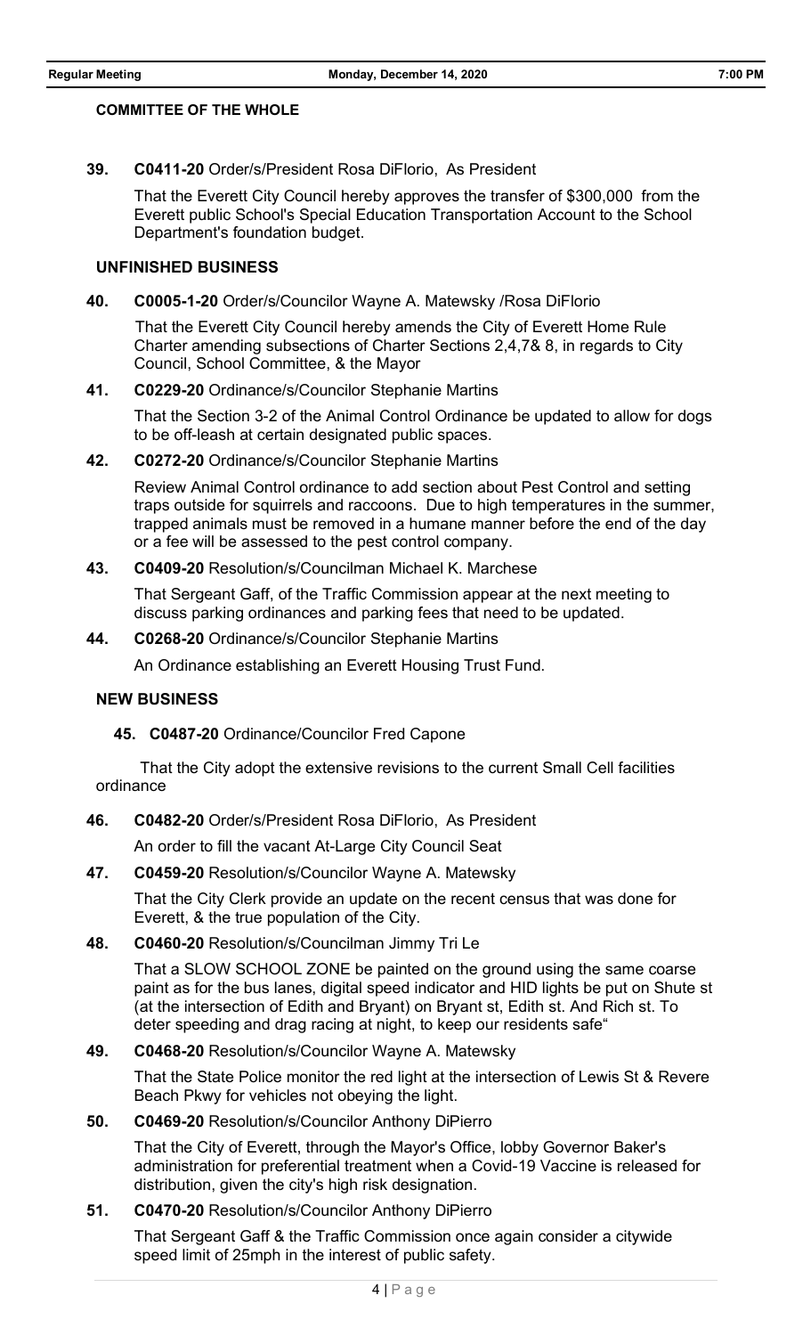## COMMITTEE OF THE WHOLE

**39. C0411-20** Order/s/President Rosa DiFlorio, As President

That the Everett City Council hereby approves the transfer of $300,000 from the Everett public School's Special Education Transportation Account to the School Department's foundation budget.

## UNFINISHED BUSINESS

**40. C0005-1-20** Order/s/Councilor Wayne A. Matewsky /Rosa DiFlorio

That the Everett City Council hereby amends the City of Everett Home Rule Charter amending subsections of Charter Sections 2,4,7& 8, in regards to City Council, School Committee, & the Mayor

**41. C0229-20** Ordinance/s/Councilor Stephanie Martins

That the Section 3-2 of the Animal Control Ordinance be updated to allow for dogs to be off-leash at certain designated public spaces.

**42. C0272-20** Ordinance/s/Councilor Stephanie Martins

Review Animal Control ordinance to add section about Pest Control and setting traps outside for squirrels and raccoons. Due to high temperatures in the summer, trapped animals must be removed in a humane manner before the end of the day or a fee will be assessed to the pest control company.

**43. C0409-20** Resolution/s/Councilman Michael K. Marchese

That Sergeant Gaff, of the Traffic Commission appear at the next meeting to discuss parking ordinances and parking fees that need to be updated.

**44. C0268-20** Ordinance/s/Councilor Stephanie Martins

An Ordinance establishing an Everett Housing Trust Fund.

## NEW BUSINESS

**45. C0487-20** Ordinance/Councilor Fred Capone

That the City adopt the extensive revisions to the current Small Cell facilities ordinance

**46. C0482-20** Order/s/President Rosa DiFlorio, As President

An order to fill the vacant At-Large City Council Seat

**47. C0459-20** Resolution/s/Councilor Wayne A. Matewsky

That the City Clerk provide an update on the recent census that was done for Everett, & the true population of the City.

**48. C0460-20** Resolution/s/Councilman Jimmy Tri Le

That a SLOW SCHOOL ZONE be painted on the ground using the same coarse paint as for the bus lanes, digital speed indicator and HID lights be put on Shute st (at the intersection of Edith and Bryant) on Bryant st, Edith st. And Rich st. To deter speeding and drag racing at night, to keep our residents safe"

**49. C0468-20** Resolution/s/Councilor Wayne A. Matewsky

That the State Police monitor the red light at the intersection of Lewis St & Revere Beach Pkwy for vehicles not obeying the light.

**50. C0469-20** Resolution/s/Councilor Anthony DiPierro

That the City of Everett, through the Mayor's Office, lobby Governor Baker's administration for preferential treatment when a Covid-19 Vaccine is released for distribution, given the city's high risk designation.

**51. C0470-20** Resolution/s/Councilor Anthony DiPierro

That Sergeant Gaff & the Traffic Commission once again consider a citywide speed limit of 25mph in the interest of public safety.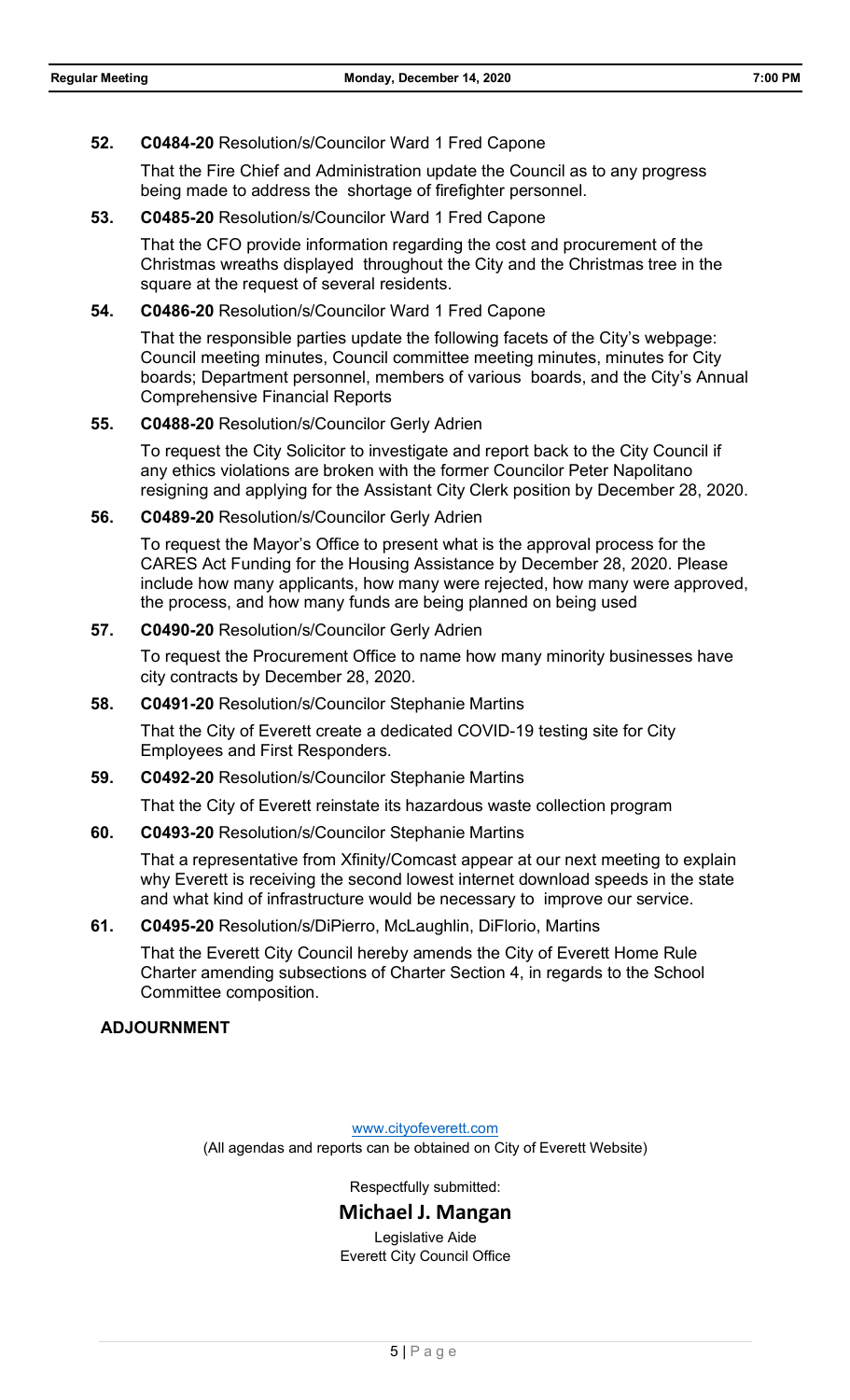**52. C0484-20** Resolution/s/Councilor Ward 1 Fred Capone

That the Fire Chief and Administration update the Council as to any progress being made to address the shortage of firefighter personnel.

**53. C0485-20** Resolution/s/Councilor Ward 1 Fred Capone

That the CFO provide information regarding the cost and procurement of the Christmas wreaths displayed throughout the City and the Christmas tree in the square at the request of several residents.

**54. C0486-20** Resolution/s/Councilor Ward 1 Fred Capone

That the responsible parties update the following facets of the City's webpage: Council meeting minutes, Council committee meeting minutes, minutes for City boards; Department personnel, members of various boards, and the City's Annual Comprehensive Financial Reports

**55. C0488-20** Resolution/s/Councilor Gerly Adrien

To request the City Solicitor to investigate and report back to the City Council if any ethics violations are broken with the former Councilor Peter Napolitano resigning and applying for the Assistant City Clerk position by December 28, 2020.

**56. C0489-20** Resolution/s/Councilor Gerly Adrien

To request the Mayor's Office to present what is the approval process for the CARES Act Funding for the Housing Assistance by December 28, 2020. Please include how many applicants, how many were rejected, how many were approved, the process, and how many funds are being planned on being used

**57. C0490-20** Resolution/s/Councilor Gerly Adrien

To request the Procurement Office to name how many minority businesses have city contracts by December 28, 2020.

**58. C0491-20** Resolution/s/Councilor Stephanie Martins

That the City of Everett create a dedicated COVID-19 testing site for City Employees and First Responders.

**59. C0492-20** Resolution/s/Councilor Stephanie Martins

That the City of Everett reinstate its hazardous waste collection program

**60. C0493-20** Resolution/s/Councilor Stephanie Martins

That a representative from Xfinity/Comcast appear at our next meeting to explain why Everett is receiving the second lowest internet download speeds in the state and what kind of infrastructure would be necessary to improve our service.

**61. C0495-20** Resolution/s/DiPierro, McLaughlin, DiFlorio, Martins

That the Everett City Council hereby amends the City of Everett Home Rule Charter amending subsections of Charter Section 4, in regards to the School Committee composition.

**ADJOURNMENT**

www.cityofeverett.com
(All agendas and reports can be obtained on City of Everett Website)

Respectfully submitted:

**Michael J. Mangan**
Legislative Aide
Everett City Council Office